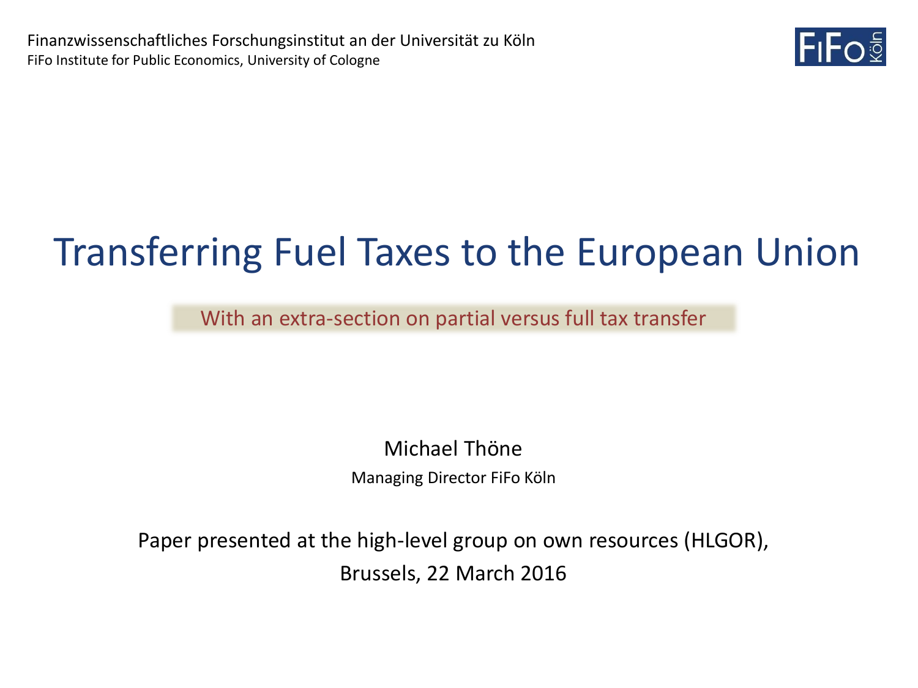Finanzwissenschaftliches Forschungsinstitut an der Universität zu Köln
FiFo Institute for Public Economics, University of Cologne

# Transferring Fuel Taxes to the European Union

With an extra-section on partial versus full tax transfer

Michael Thöne

Managing Director FiFo Köln

Paper presented at the high-level group on own resources (HLGOR),
Brussels, 22 March 2016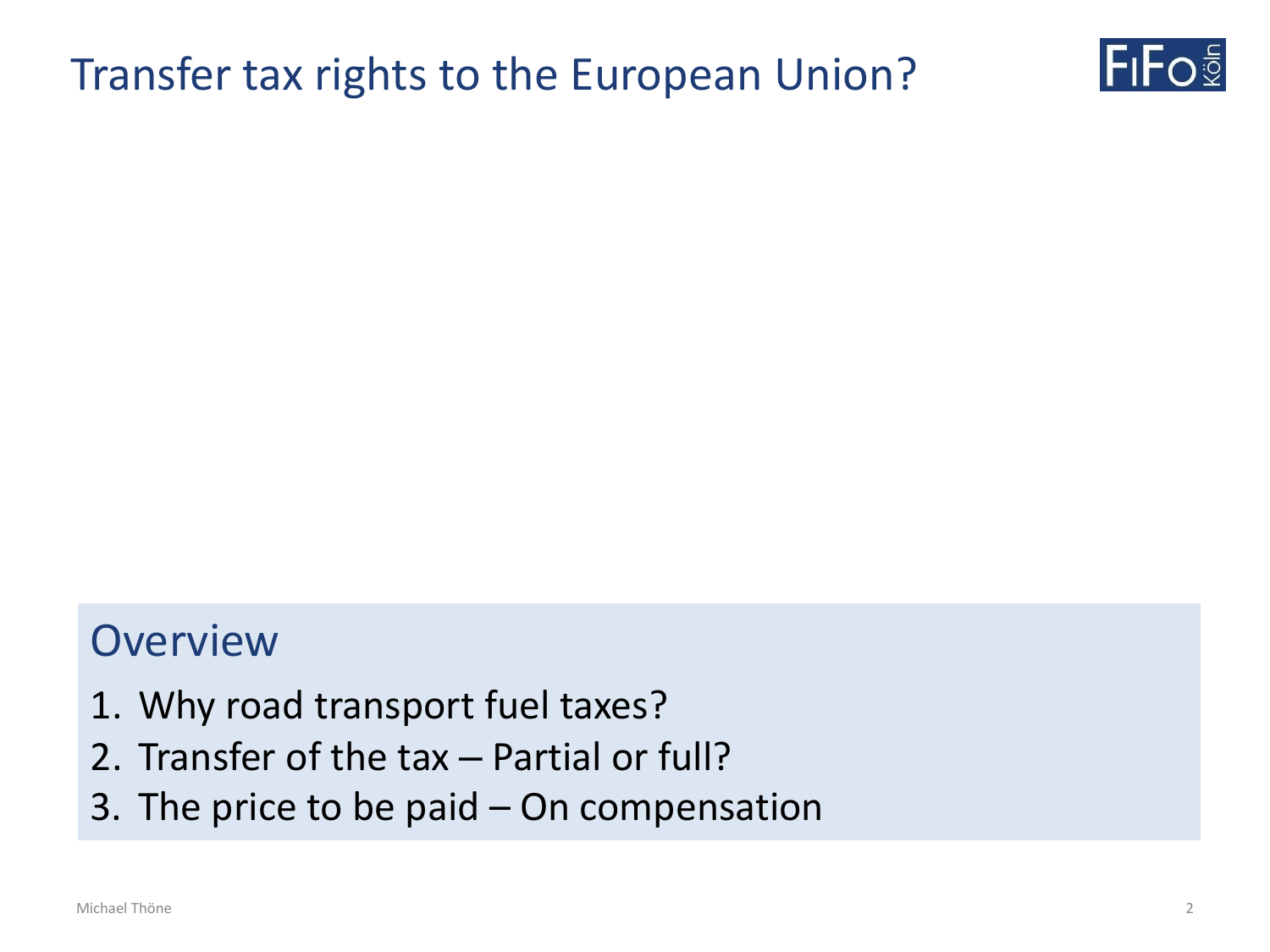# Transfer tax rights to the European Union?

## Overview

1. Why road transport fuel taxes?
2. Transfer of the tax – Partial or full?
3. The price to be paid – On compensation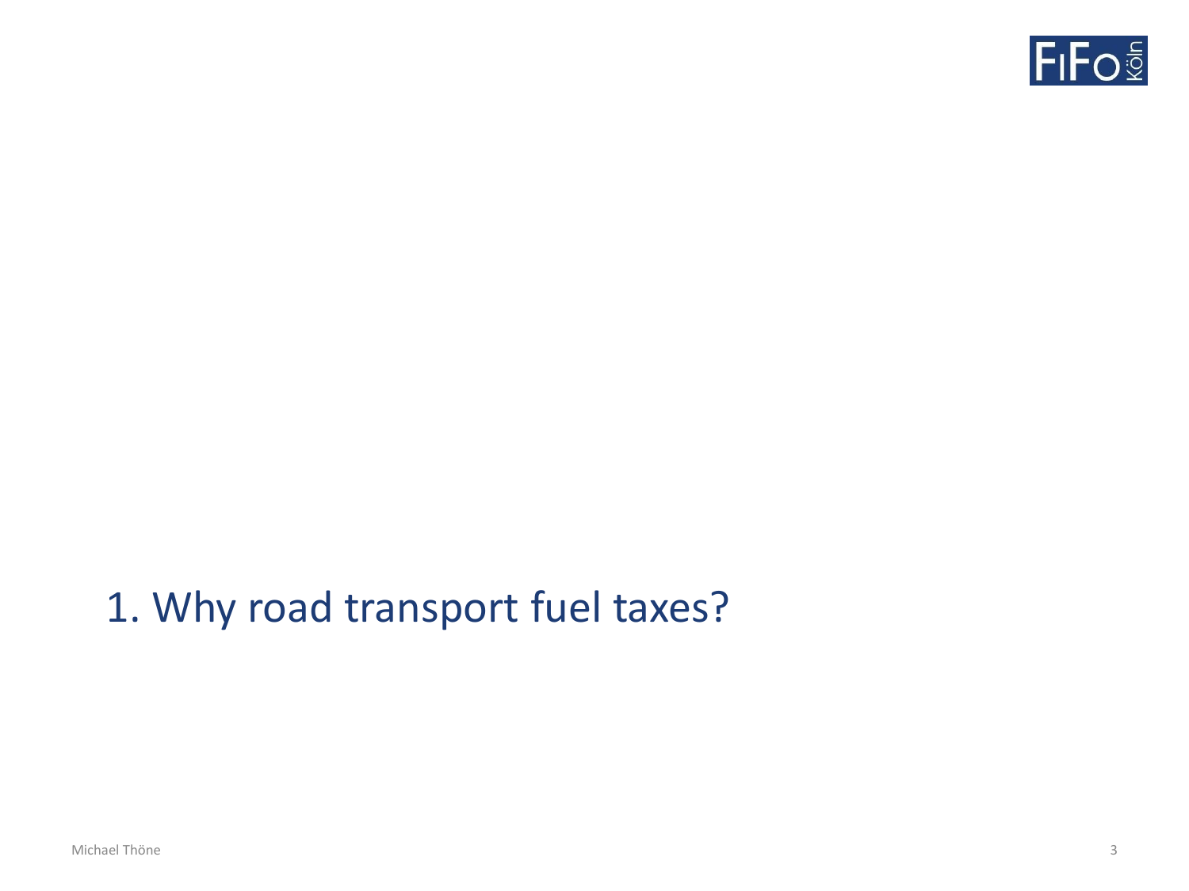# 1. Why road transport fuel taxes?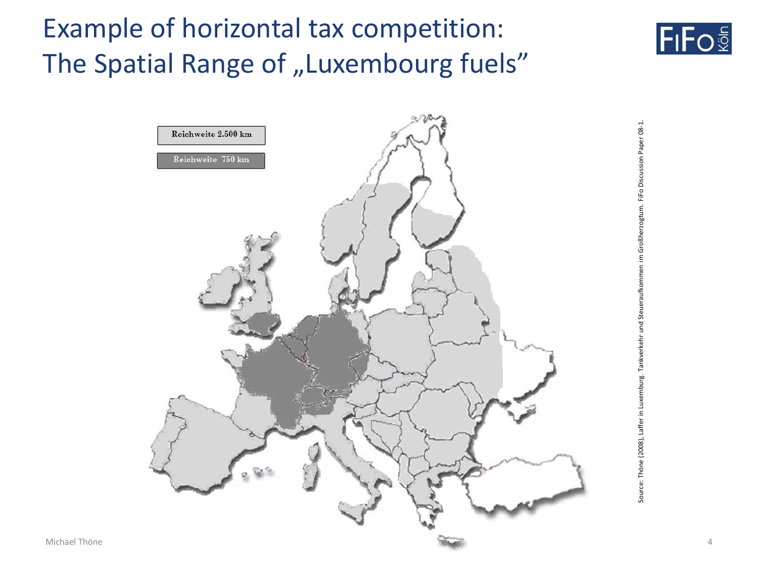# Example of horizontal tax competition: The Spatial Range of „Luxembourg fuels"

Reichweite 2.500 km

Reichweite 750 km

Source: Thöne (2008), Laffer in Luxemburg. Tankverkehr und Steueraufkommen im Großherzogtum. FiFo Discussion Paper 08-1.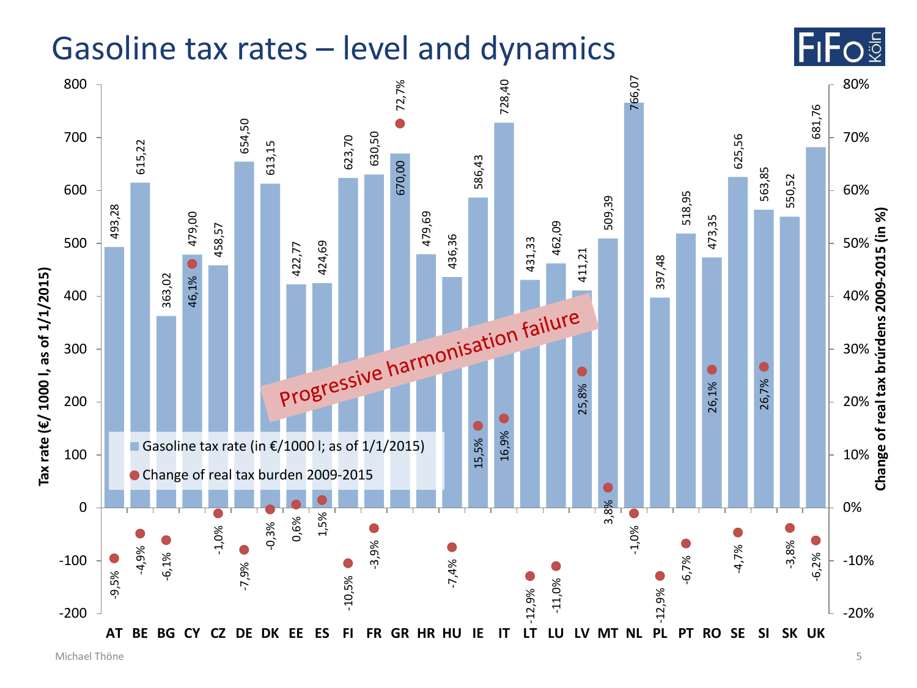# Gasoline tax rates – level and dynamics

| Country | Gasoline tax rate (in €/1000 l; as of 1/1/2015) | Change of real tax burden 2009-2015 |
|---|---|---|
| AT | 493,28 | -9,5% |
| BE | 615,22 | -4,9% |
| BG | 363,02 | -6,1% |
| CY | 479,00 | 46,1% |
| CZ | 458,57 | -1,0% |
| DE | 654,50 | -7,9% |
| DK | 613,15 | -0,3% |
| EE | 422,77 | 0,6% |
| ES | 424,69 | 1,5% |
| FI | 623,70 | -10,5% |
| FR | 630,50 | -3,9% |
| GR | 670,00 | 72,7% |
| HR | 479,69 | |
| HU | 436,36 | -7,4% |
| IE | 586,43 | 15,5% |
| IT | 728,40 | 16,9% |
| LT | 431,33 | -12,9% |
| LU | 462,09 | -11,0% |
| LV | 411,21 | 25,8% |
| MT | 509,39 | 3,8% |
| NL | 766,07 | -1,0% |
| PL | 397,48 | -12,9% |
| PT | 518,95 | -6,7% |
| RO | 473,35 | 26,1% |
| SE | 625,56 | -4,7% |
| SI | 563,85 | 26,7% |
| SK | 550,52 | -3,8% |
| UK | 681,76 | -6,2% |

Left axis: Tax rate (€/ 1000 l, as of 1/1/2015)

Right axis: Change of real tax brúrdens 2009-2015 (in %)

Progressive harmonisation failure

Michael Thöne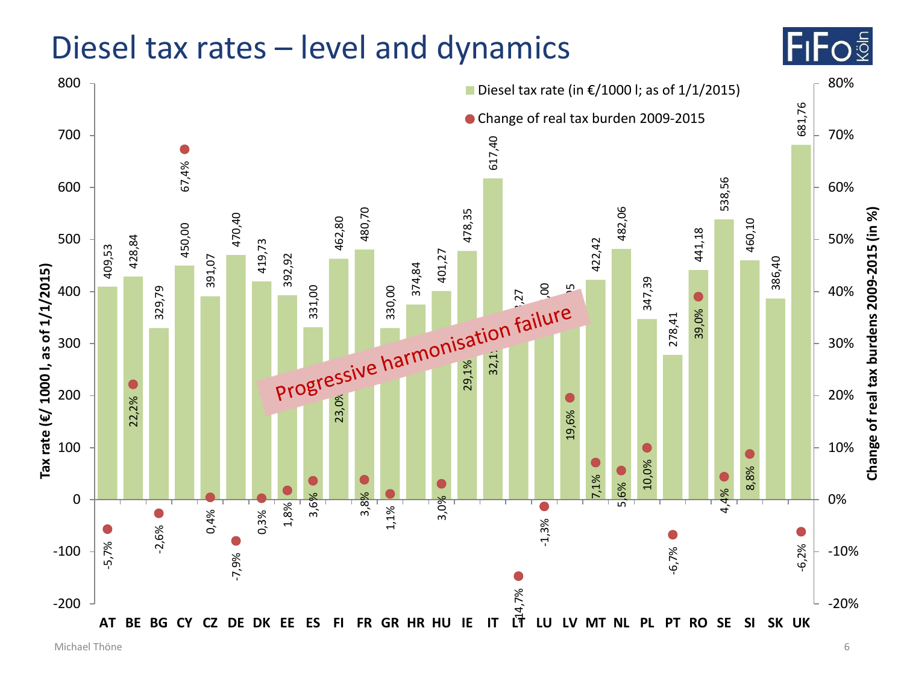# Diesel tax rates – level and dynamics

| Country | Diesel tax rate (in €/1000 l; as of 1/1/2015) | Change of real tax burden 2009-2015 |
|---|---|---|
| AT | 409,53 | -5,7% |
| BE | 428,84 | 22,2% |
| BG | 329,79 | -2,6% |
| CY | 450,00 | 67,4% |
| CZ | 391,07 | 0,4% |
| DE | 470,40 | -7,9% |
| DK | 419,73 | 0,3% |
| EE | 392,92 | 1,8% |
| ES | 331,00 | 3,6% |
| FI | 462,80 | 23,0% |
| FR | 480,70 | 3,8% |
| GR | 330,00 | 1,1% |
| HR | 374,84 | |
| HU | 401,27 | 3,0% |
| IE | 478,35 | 29,1% |
| IT | 617,40 | 32,1% |
| LT | …,27 | -14,7% |
| LU | …,00 | -1,3% |
| LV | …5 | 19,6% |
| MT | 422,42 | 7,1% |
| NL | 482,06 | 5,6% |
| PL | 347,39 | 10,0% |
| PT | 278,41 | -6,7% |
| RO | 441,18 | 39,0% |
| SE | 538,56 | 4,4% |
| SI | 460,10 | 8,8% |
| SK | 386,40 | |
| UK | 681,76 | -6,2% |

Left axis: Tax rate (€/ 1000 l, as of 1/1/2015)

Right axis: Change of real tax burdens 2009-2015 (in %)

**Progressive harmonisation failure**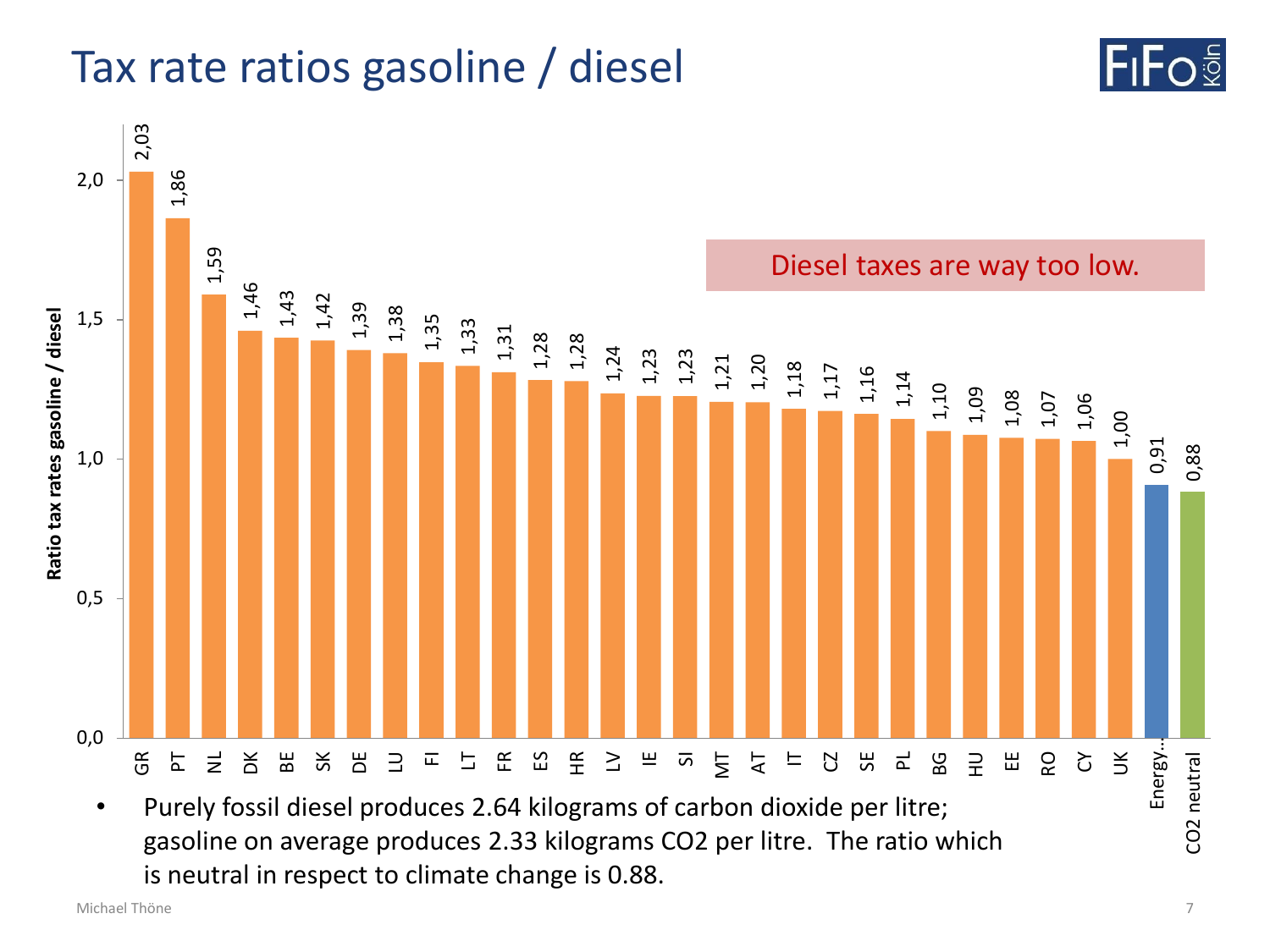# Tax rate ratios gasoline / diesel

| Country | Ratio tax rates gasoline / diesel |
|---|---|
| GR | 2,03 |
| PT | 1,86 |
| NL | 1,59 |
| DK | 1,46 |
| BE | 1,43 |
| SK | 1,42 |
| DE | 1,39 |
| LU | 1,38 |
| FI | 1,35 |
| LT | 1,33 |
| FR | 1,31 |
| ES | 1,28 |
| HR | 1,28 |
| LV | 1,24 |
| IE | 1,23 |
| SI | 1,23 |
| MT | 1,21 |
| AT | 1,20 |
| IT | 1,18 |
| CZ | 1,17 |
| SE | 1,16 |
| PL | 1,14 |
| BG | 1,10 |
| HU | 1,09 |
| EE | 1,08 |
| RO | 1,07 |
| CY | 1,06 |
| UK | 1,00 |
| Energy… | 0,91 |
| CO2 neutral | 0,88 |

Diesel taxes are way too low.

- Purely fossil diesel produces 2.64 kilograms of carbon dioxide per litre; gasoline on average produces 2.33 kilograms $CO_2$ per litre. The ratio which is neutral in respect to climate change is 0.88.

Michael Thöne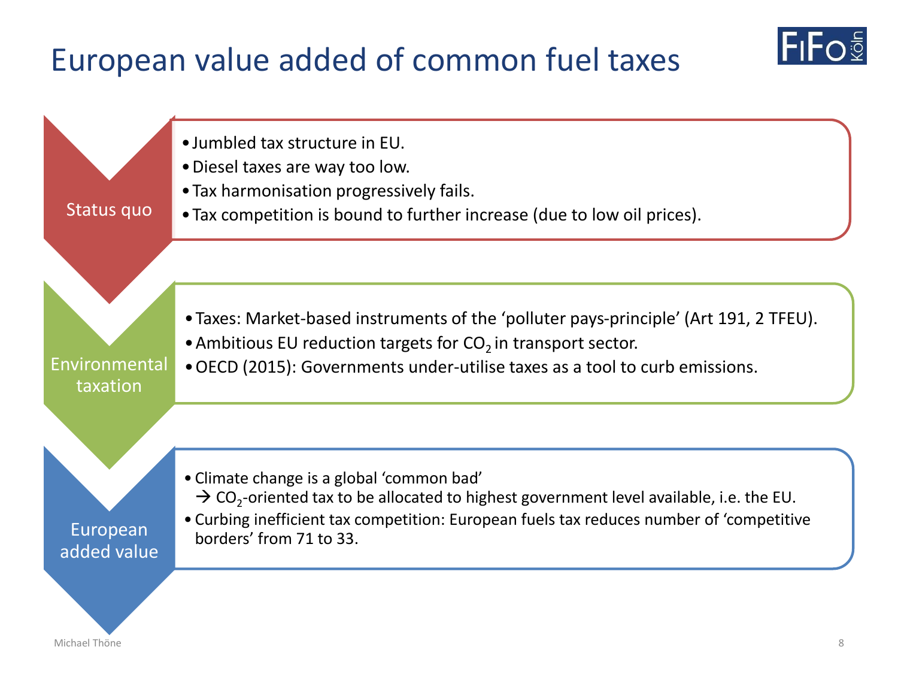# European value added of common fuel taxes

## Status quo

- Jumbled tax structure in EU.
- Diesel taxes are way too low.
- Tax harmonisation progressively fails.
- Tax competition is bound to further increase (due to low oil prices).

## Environmental taxation

- Taxes: Market-based instruments of the 'polluter pays-principle' (Art 191, 2 TFEU).
- Ambitious EU reduction targets for $CO_2$ in transport sector.
- OECD (2015): Governments under-utilise taxes as a tool to curb emissions.

## European added value

- Climate change is a global 'common bad'
  → $CO_2$-oriented tax to be allocated to highest government level available, i.e. the EU.
- Curbing inefficient tax competition: European fuels tax reduces number of 'competitive borders' from 71 to 33.

Michael Thöne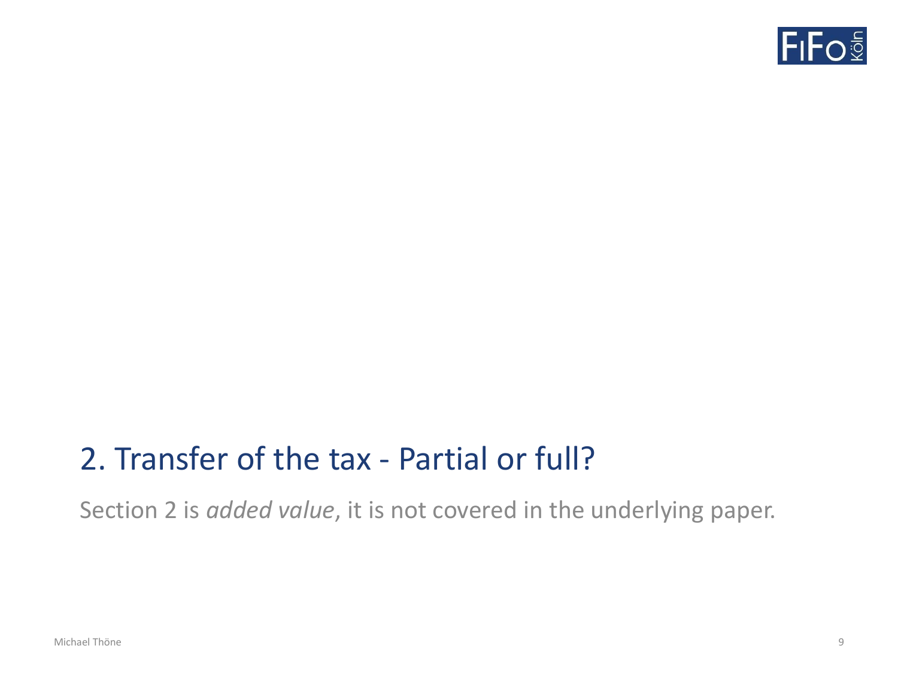## 2. Transfer of the tax - Partial or full?

Section 2 is *added value*, it is not covered in the underlying paper.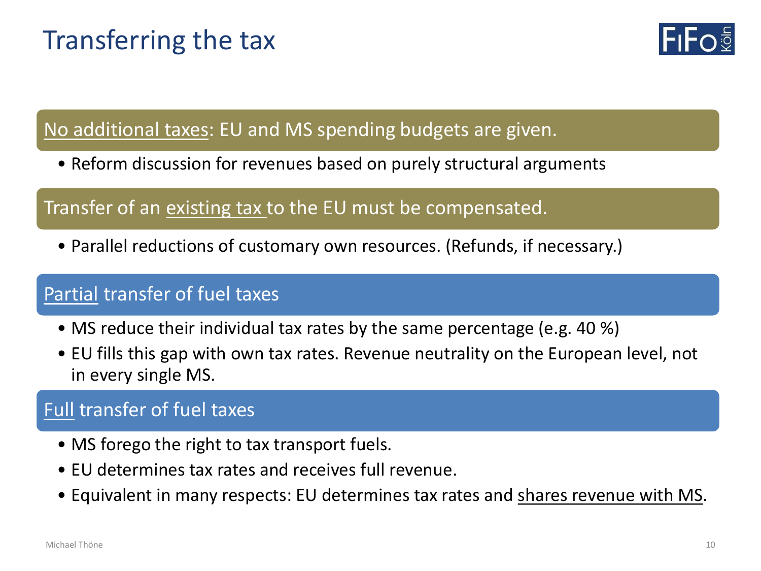# Transferring the tax

No additional taxes: EU and MS spending budgets are given.

- Reform discussion for revenues based on purely structural arguments

Transfer of an existing tax to the EU must be compensated.

- Parallel reductions of customary own resources. (Refunds, if necessary.)

Partial transfer of fuel taxes

- MS reduce their individual tax rates by the same percentage (e.g. 40 %)
- EU fills this gap with own tax rates. Revenue neutrality on the European level, not in every single MS.

Full transfer of fuel taxes

- MS forego the right to tax transport fuels.
- EU determines tax rates and receives full revenue.
- Equivalent in many respects: EU determines tax rates and shares revenue with MS.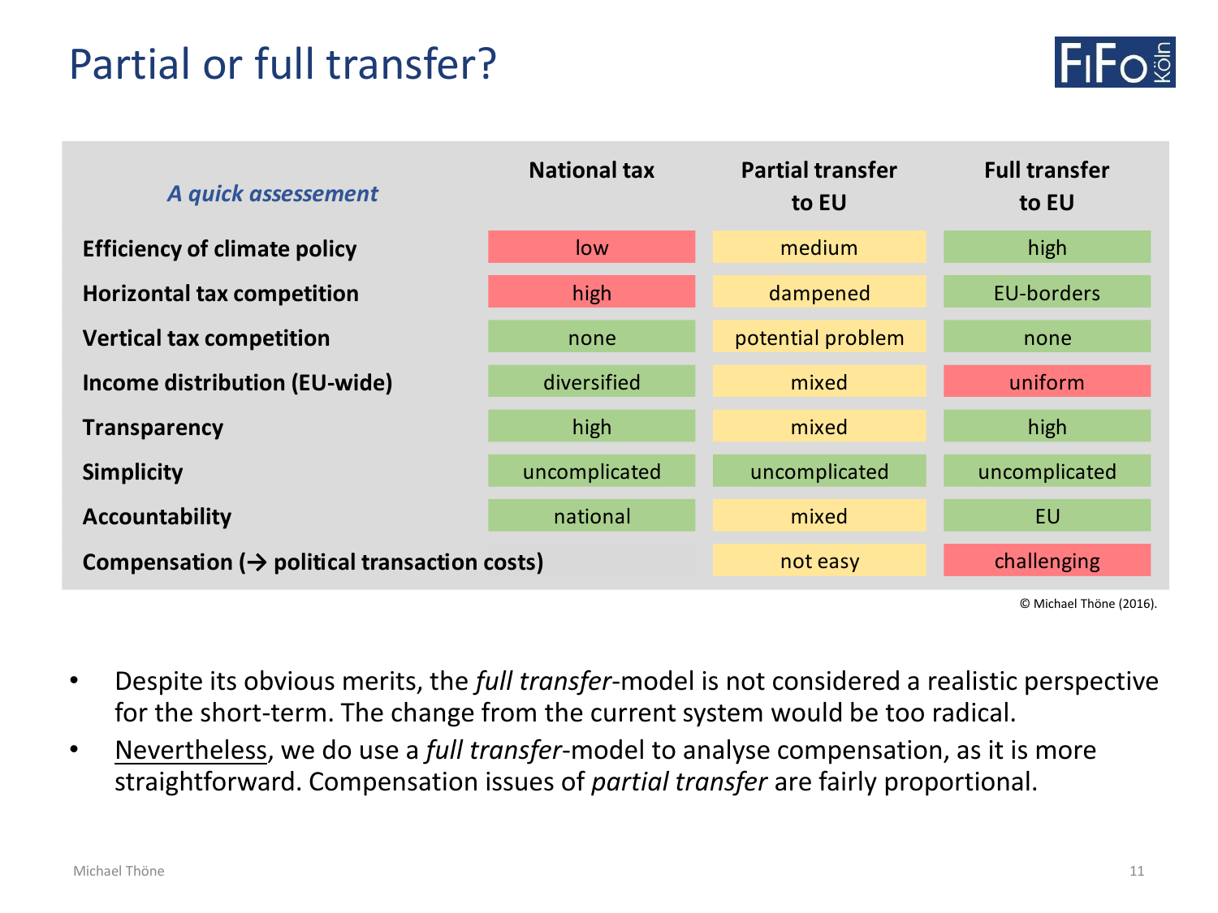# Partial or full transfer?

| *A quick assessement* | National tax | Partial transfer to EU | Full transfer to EU |
|---|---|---|---|
| **Efficiency of climate policy** | low | medium | high |
| **Horizontal tax competition** | high | dampened | EU-borders |
| **Vertical tax competition** | none | potential problem | none |
| **Income distribution (EU-wide)** | diversified | mixed | uniform |
| **Transparency** | high | mixed | high |
| **Simplicity** | uncomplicated | uncomplicated | uncomplicated |
| **Accountability** | national | mixed | EU |
| **Compensation (→ political transaction costs)** | | not easy | challenging |

© Michael Thöne (2016).

- Despite its obvious merits, the *full transfer*-model is not considered a realistic perspective for the short-term. The change from the current system would be too radical.
- Nevertheless, we do use a *full transfer*-model to analyse compensation, as it is more straightforward. Compensation issues of *partial transfer* are fairly proportional.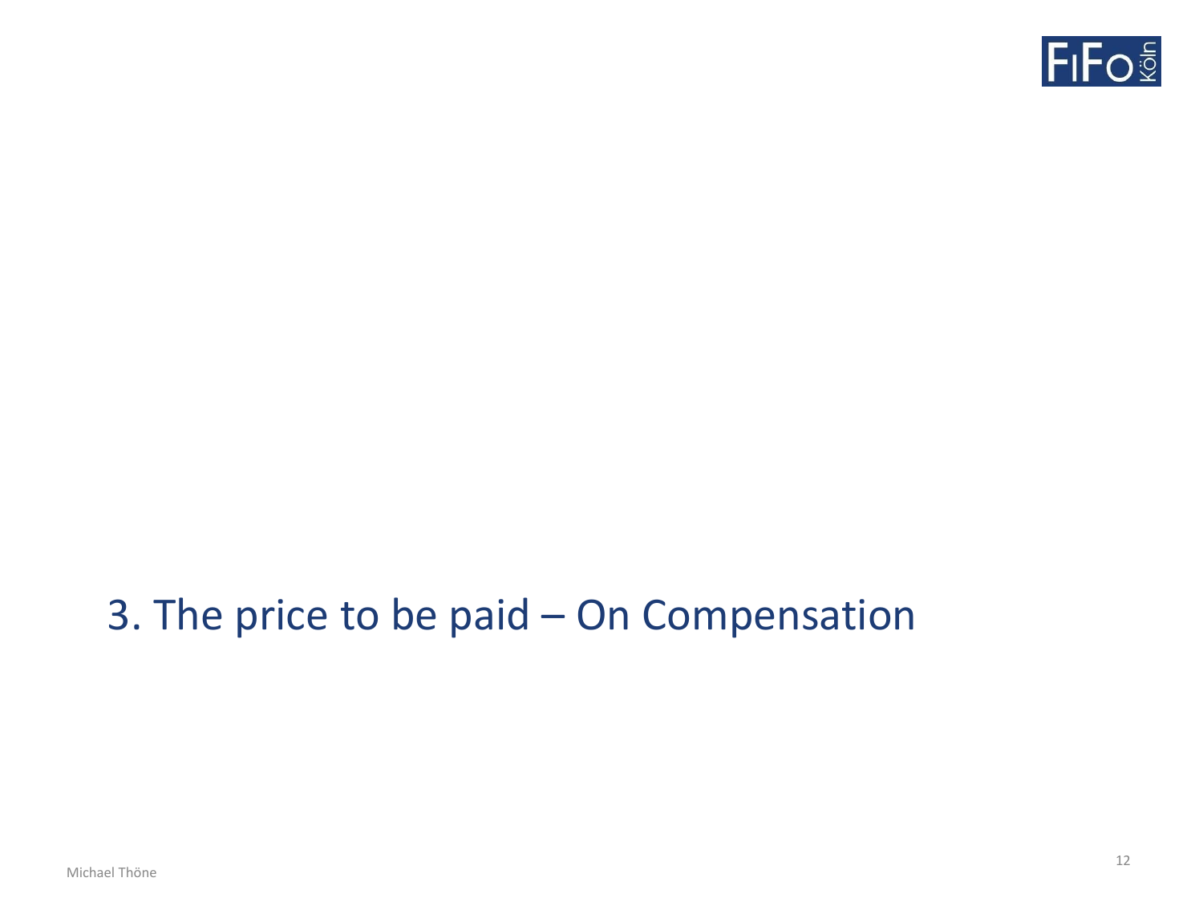# 3. The price to be paid – On Compensation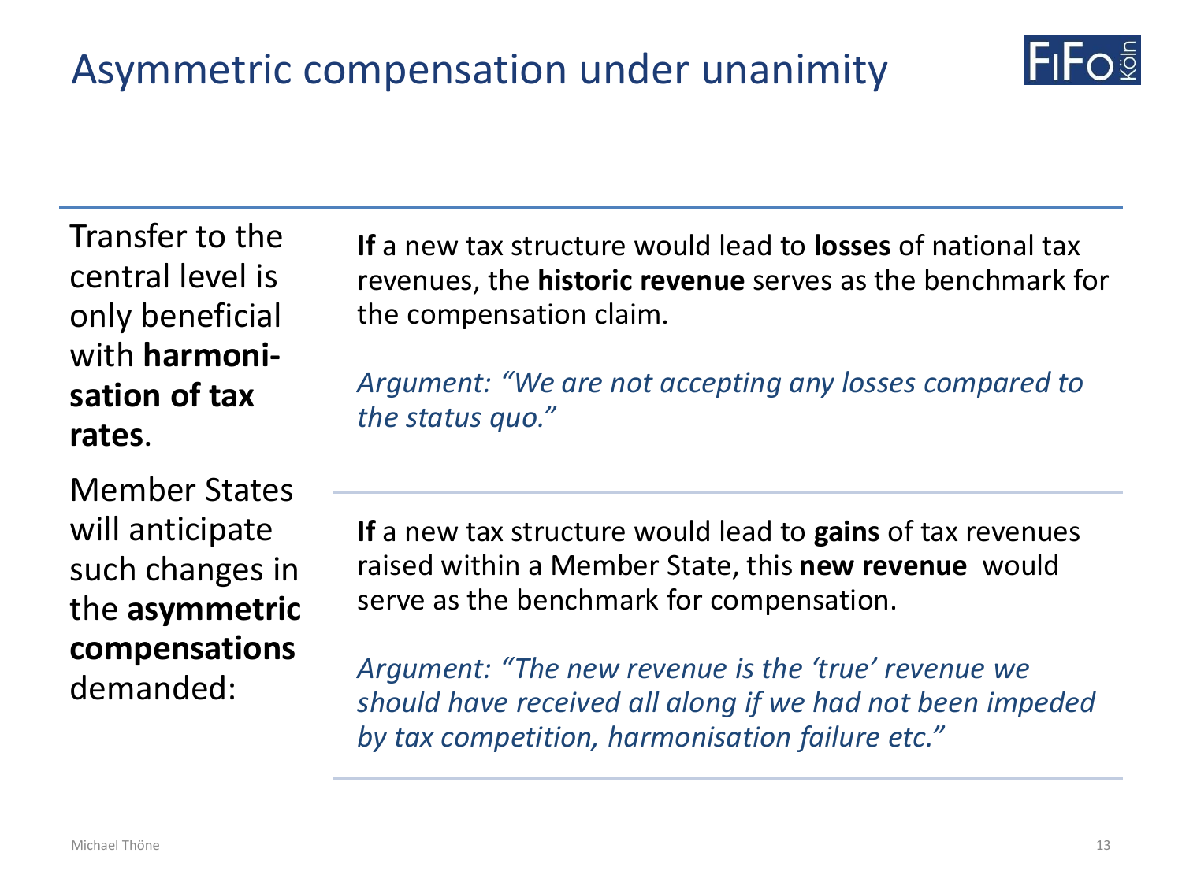# Asymmetric compensation under unanimity

Transfer to the central level is only beneficial with **harmonisation of tax rates**.

Member States will anticipate such changes in the **asymmetric compensations** demanded:

**If** a new tax structure would lead to **losses** of national tax revenues, the **historic revenue** serves as the benchmark for the compensation claim.

*Argument: "We are not accepting any losses compared to the status quo."*

**If** a new tax structure would lead to **gains** of tax revenues raised within a Member State, this **new revenue** would serve as the benchmark for compensation.

*Argument: "The new revenue is the 'true' revenue we should have received all along if we had not been impeded by tax competition, harmonisation failure etc."*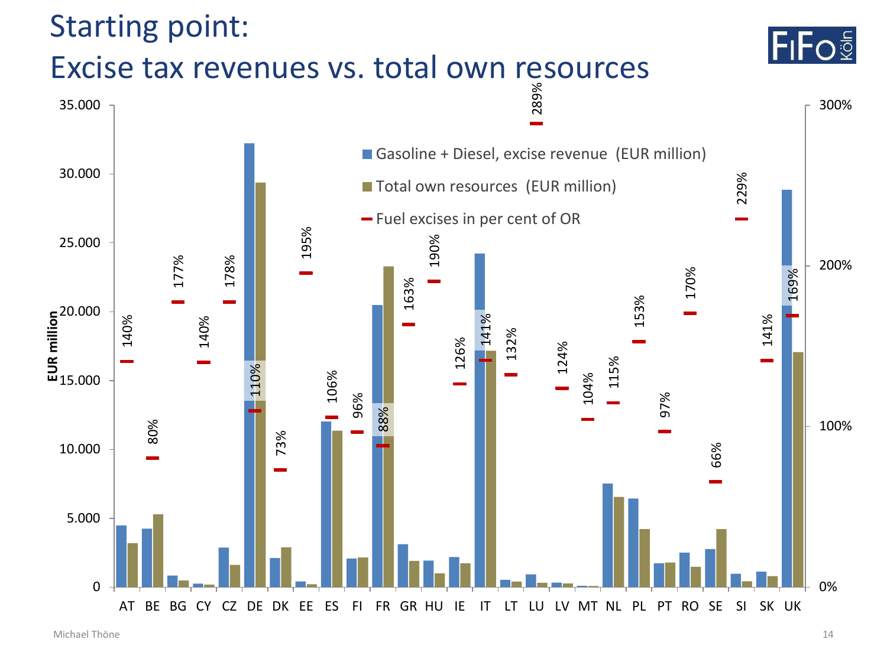# Starting point:
# Excise tax revenues vs. total own resources

EUR million

- Gasoline + Diesel, excise revenue (EUR million)
- Total own resources (EUR million)
- Fuel excises in per cent of OR

| Country | Fuel excises in per cent of OR |
|---|---|
| AT | 140% |
| BE | 80% |
| BG | 177% |
| CY | 140% |
| CZ | 178% |
| DE | 110% |
| DK | 73% |
| EE | 195% |
| ES | 106% |
| FI | 96% |
| FR | 88% |
| GR | 163% |
| HU | 190% |
| IE | 126% |
| IT | 141% |
| LT | 132% |
| LU | 289% |
| LV | 124% |
| MT | 104% |
| NL | 115% |
| PL | 153% |
| PT | 97% |
| RO | 170% |
| SE | 66% |
| SI | 229% |
| SK | 141% |
| UK | 169% |

Michael Thöne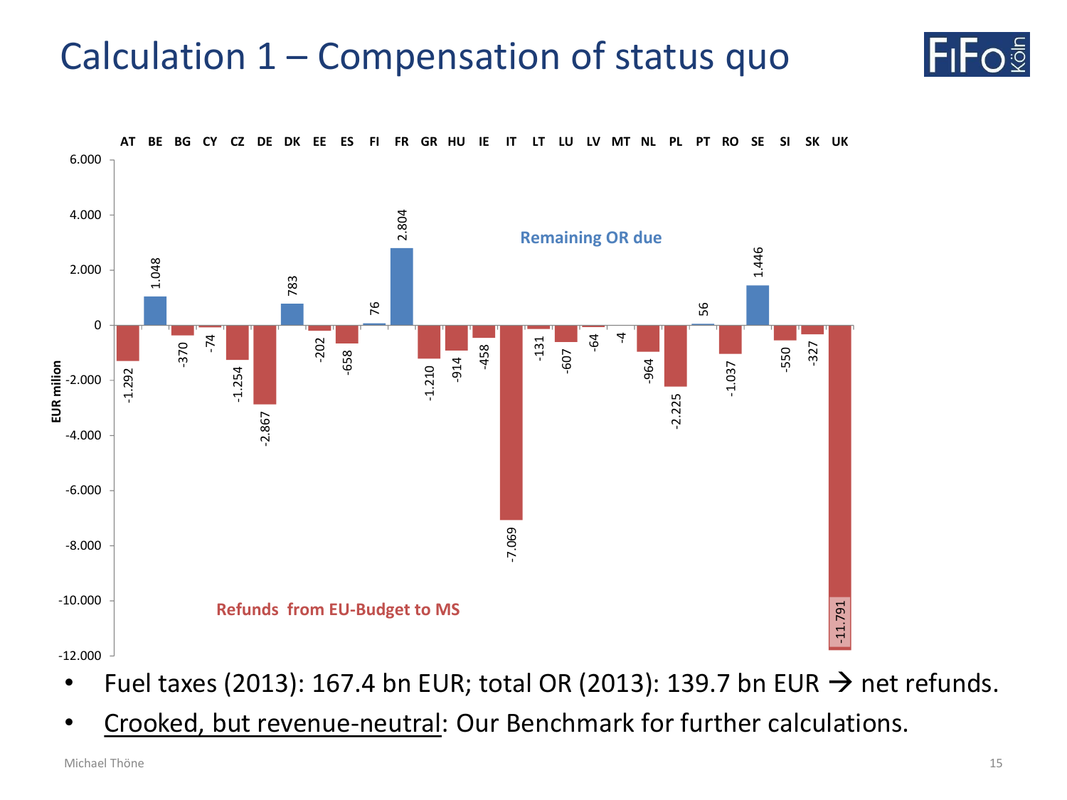# Calculation 1 – Compensation of status quo

| | AT | BE | BG | CY | CZ | DE | DK | EE | ES | FI | FR | GR | HU | IE | IT | LT | LU | LV | MT | NL | PL | PT | RO | SE | SI | SK | UK |
|---|---|---|---|---|---|---|---|---|---|---|---|---|---|---|---|---|---|---|---|---|---|---|---|---|---|---|---|
| EUR milion | -1.292 | 1.048 | -370 | -74 | -1.254 | -2.867 | 783 | -202 | -658 | 76 | 2.804 | -1.210 | -914 | -458 | -7.069 | -131 | -607 | -64 | -4 | -964 | -2.225 | 56 | -1.037 | 1.446 | -550 | -327 | -11.791 |

Remaining OR due

Refunds from EU-Budget to MS

- Fuel taxes (2013): 167.4 bn EUR; total OR (2013): 139.7 bn EUR → net refunds.
- Crooked, but revenue-neutral: Our Benchmark for further calculations.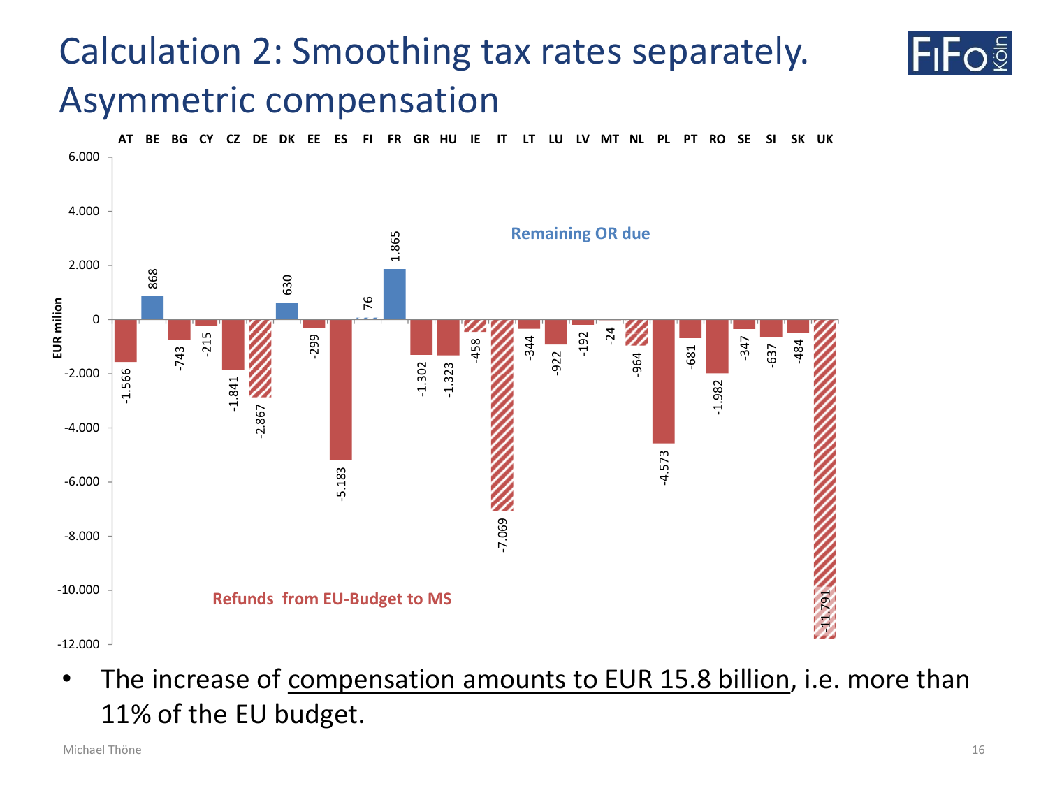# Calculation 2: Smoothing tax rates separately. Asymmetric compensation

EUR milion

| Country | Value |
|---|---|
| AT | -1.566 |
| BE | 868 |
| BG | -743 |
| CY | -215 |
| CZ | -1.841 |
| DE | -2.867 |
| DK | 630 |
| EE | -299 |
| ES | -5.183 |
| FI | 76 |
| FR | 1.865 |
| GR | -1.302 |
| HU | -1.323 |
| IE | -458 |
| IT | -7.069 |
| LT | -344 |
| LU | -922 |
| LV | -192 |
| MT | -24 |
| NL | -964 |
| PL | -4.573 |
| PT | -681 |
| RO | -1.982 |
| SE | -347 |
| SI | -637 |
| SK | -484 |
| UK | -11.791 |

Remaining OR due

Refunds from EU-Budget to MS

- The increase of <u>compensation amounts to EUR 15.8 billion</u>, i.e. more than 11% of the EU budget.

Michael Thöne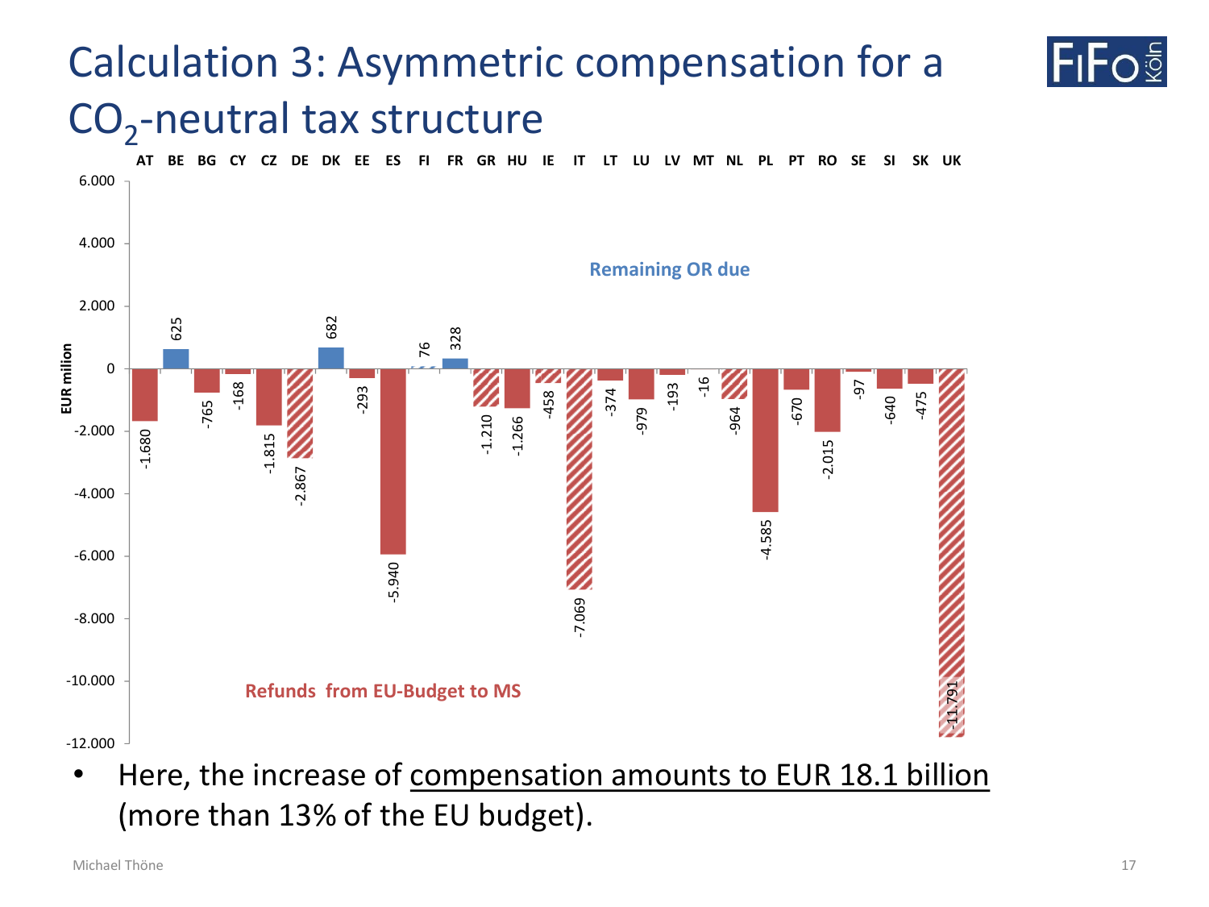# Calculation 3: Asymmetric compensation for a $CO_2$-neutral tax structure

| Country | EUR milion |
|---|---|
| AT | -1.680 |
| BE | 625 |
| BG | -765 |
| CY | -168 |
| CZ | -1.815 |
| DE | -2.867 |
| DK | 682 |
| EE | -293 |
| ES | -5.940 |
| FI | 76 |
| FR | 328 |
| GR | -1.210 |
| HU | -1.266 |
| IE | -458 |
| IT | -7.069 |
| LT | -374 |
| LU | -979 |
| LV | -193 |
| MT | -16 |
| NL | -964 |
| PL | -4.585 |
| PT | -670 |
| RO | -2.015 |
| SE | -97 |
| SI | -640 |
| SK | -475 |
| UK | -11.791 |

Remaining OR due

Refunds from EU-Budget to MS

- Here, the increase of compensation amounts to EUR 18.1 billion (more than 13% of the EU budget).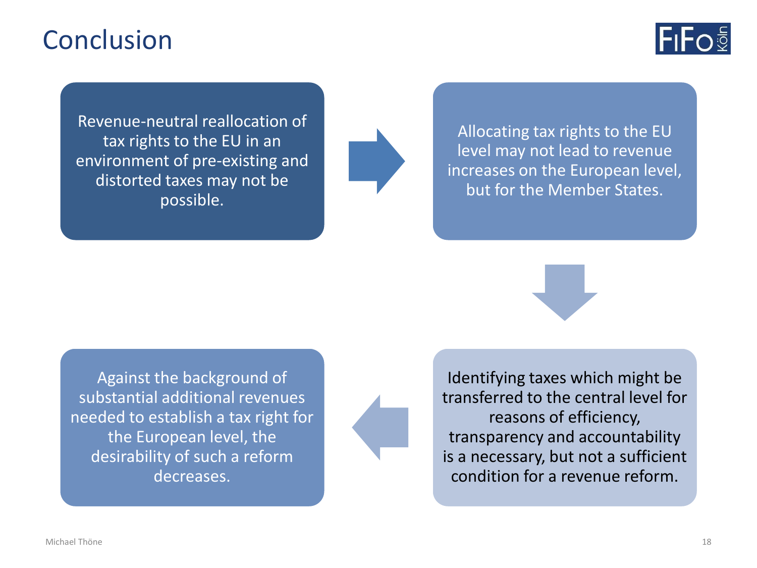# Conclusion

Revenue-neutral reallocation of tax rights to the EU in an environment of pre-existing and distorted taxes may not be possible.

Allocating tax rights to the EU level may not lead to revenue increases on the European level, but for the Member States.

Identifying taxes which might be transferred to the central level for reasons of efficiency, transparency and accountability is a necessary, but not a sufficient condition for a revenue reform.

Against the background of substantial additional revenues needed to establish a tax right for the European level, the desirability of such a reform decreases.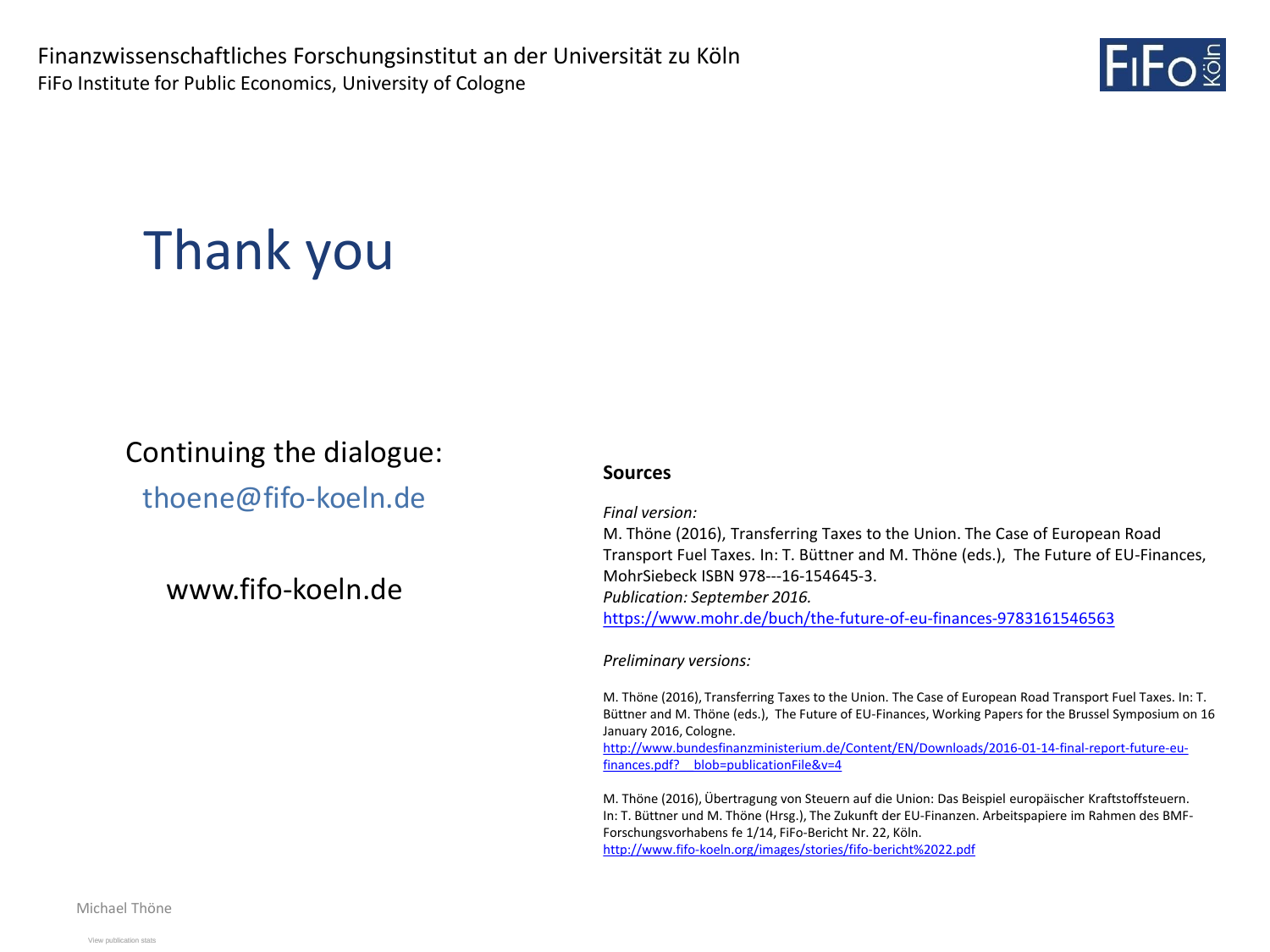# Thank you

Continuing the dialogue:

thoene@fifo-koeln.de

www.fifo-koeln.de

**Sources**

*Final version:*

M. Thöne (2016), Transferring Taxes to the Union. The Case of European Road Transport Fuel Taxes. In: T. Büttner and M. Thöne (eds.), The Future of EU-Finances, MohrSiebeck ISBN 978---16-154645-3.

*Publication: September 2016.*

https://www.mohr.de/buch/the-future-of-eu-finances-9783161546563

*Preliminary versions:*

M. Thöne (2016), Transferring Taxes to the Union. The Case of European Road Transport Fuel Taxes. In: T. Büttner and M. Thöne (eds.), The Future of EU-Finances, Working Papers for the Brussel Symposium on 16 January 2016, Cologne.
http://www.bundesfinanzministerium.de/Content/EN/Downloads/2016-01-14-final-report-future-eu-finances.pdf?__blob=publicationFile&v=4

M. Thöne (2016), Übertragung von Steuern auf die Union: Das Beispiel europäischer Kraftstoffsteuern. In: T. Büttner und M. Thöne (Hrsg.), The Zukunft der EU-Finanzen. Arbeitspapiere im Rahmen des BMF-Forschungsvorhabens fe 1/14, FiFo-Bericht Nr. 22, Köln.
http://www.fifo-koeln.org/images/stories/fifo-bericht%2022.pdf

Michael Thöne